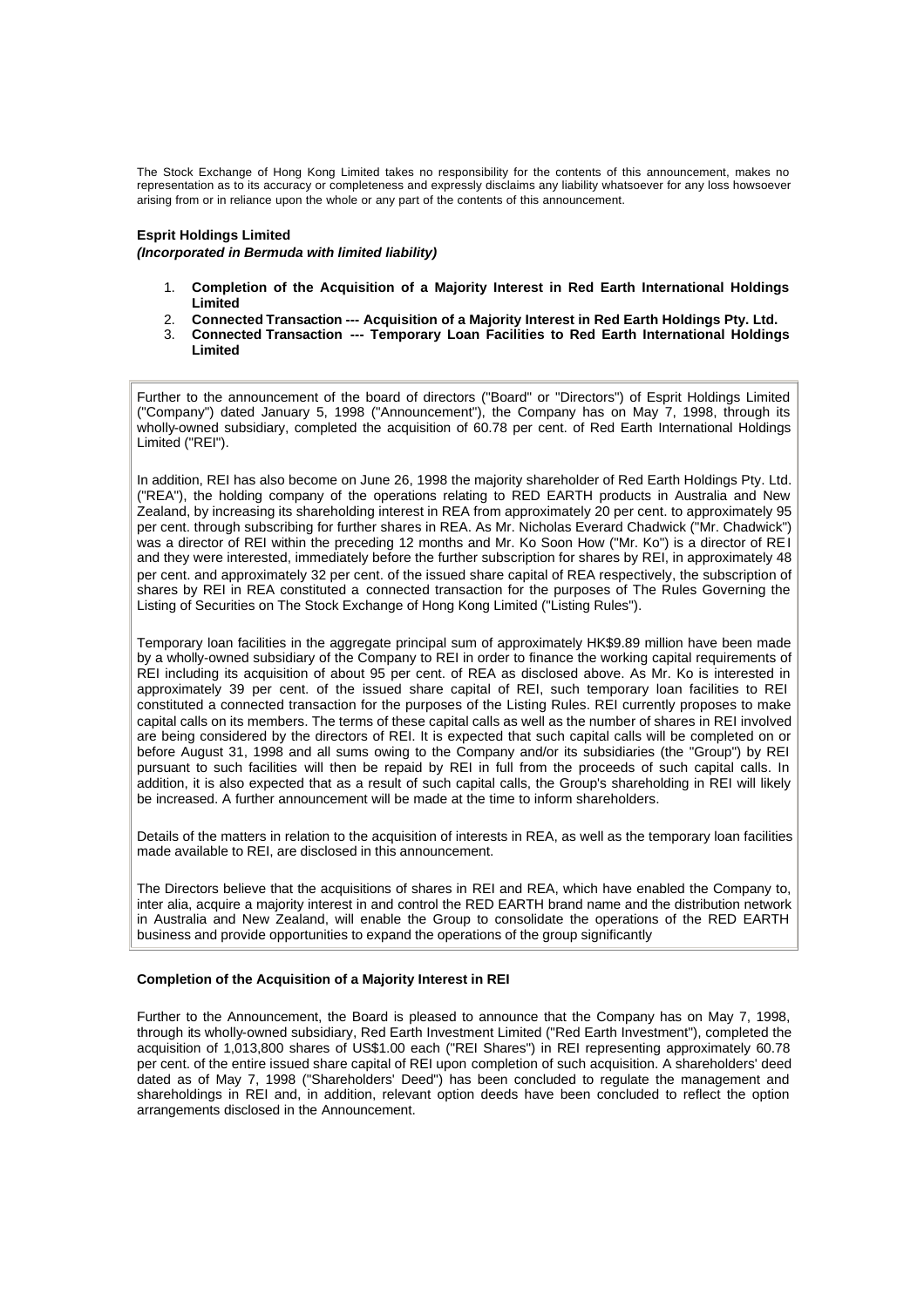The Stock Exchange of Hong Kong Limited takes no responsibility for the contents of this announcement, makes no representation as to its accuracy or completeness and expressly disclaims any liability whatsoever for any loss howsoever arising from or in reliance upon the whole or any part of the contents of this announcement.

**Esprit Holdings Limited**
***(Incorporated in Bermuda with limited liability)***

1. **Completion of the Acquisition of a Majority Interest in Red Earth International Holdings Limited**
2. **Connected Transaction --- Acquisition of a Majority Interest in Red Earth Holdings Pty. Ltd.**
3. **Connected Transaction --- Temporary Loan Facilities to Red Earth International Holdings Limited**

Further to the announcement of the board of directors ("Board" or "Directors") of Esprit Holdings Limited ("Company") dated January 5, 1998 ("Announcement"), the Company has on May 7, 1998, through its wholly-owned subsidiary, completed the acquisition of 60.78 per cent. of Red Earth International Holdings Limited ("REI").

In addition, REI has also become on June 26, 1998 the majority shareholder of Red Earth Holdings Pty. Ltd. ("REA"), the holding company of the operations relating to RED EARTH products in Australia and New Zealand, by increasing its shareholding interest in REA from approximately 20 per cent. to approximately 95 per cent. through subscribing for further shares in REA. As Mr. Nicholas Everard Chadwick ("Mr. Chadwick") was a director of REI within the preceding 12 months and Mr. Ko Soon How ("Mr. Ko") is a director of REI and they were interested, immediately before the further subscription for shares by REI, in approximately 48 per cent. and approximately 32 per cent. of the issued share capital of REA respectively, the subscription of shares by REI in REA constituted a connected transaction for the purposes of The Rules Governing the Listing of Securities on The Stock Exchange of Hong Kong Limited ("Listing Rules").

Temporary loan facilities in the aggregate principal sum of approximately HK$9.89 million have been made by a wholly-owned subsidiary of the Company to REI in order to finance the working capital requirements of REI including its acquisition of about 95 per cent. of REA as disclosed above. As Mr. Ko is interested in approximately 39 per cent. of the issued share capital of REI, such temporary loan facilities to REI constituted a connected transaction for the purposes of the Listing Rules. REI currently proposes to make capital calls on its members. The terms of these capital calls as well as the number of shares in REI involved are being considered by the directors of REI. It is expected that such capital calls will be completed on or before August 31, 1998 and all sums owing to the Company and/or its subsidiaries (the "Group") by REI pursuant to such facilities will then be repaid by REI in full from the proceeds of such capital calls. In addition, it is also expected that as a result of such capital calls, the Group's shareholding in REI will likely be increased. A further announcement will be made at the time to inform shareholders.

Details of the matters in relation to the acquisition of interests in REA, as well as the temporary loan facilities made available to REI, are disclosed in this announcement.

The Directors believe that the acquisitions of shares in REI and REA, which have enabled the Company to, inter alia, acquire a majority interest in and control the RED EARTH brand name and the distribution network in Australia and New Zealand, will enable the Group to consolidate the operations of the RED EARTH business and provide opportunities to expand the operations of the group significantly

**Completion of the Acquisition of a Majority Interest in REI**

Further to the Announcement, the Board is pleased to announce that the Company has on May 7, 1998, through its wholly-owned subsidiary, Red Earth Investment Limited ("Red Earth Investment"), completed the acquisition of 1,013,800 shares of US$1.00 each ("REI Shares") in REI representing approximately 60.78 per cent. of the entire issued share capital of REI upon completion of such acquisition. A shareholders' deed dated as of May 7, 1998 ("Shareholders' Deed") has been concluded to regulate the management and shareholdings in REI and, in addition, relevant option deeds have been concluded to reflect the option arrangements disclosed in the Announcement.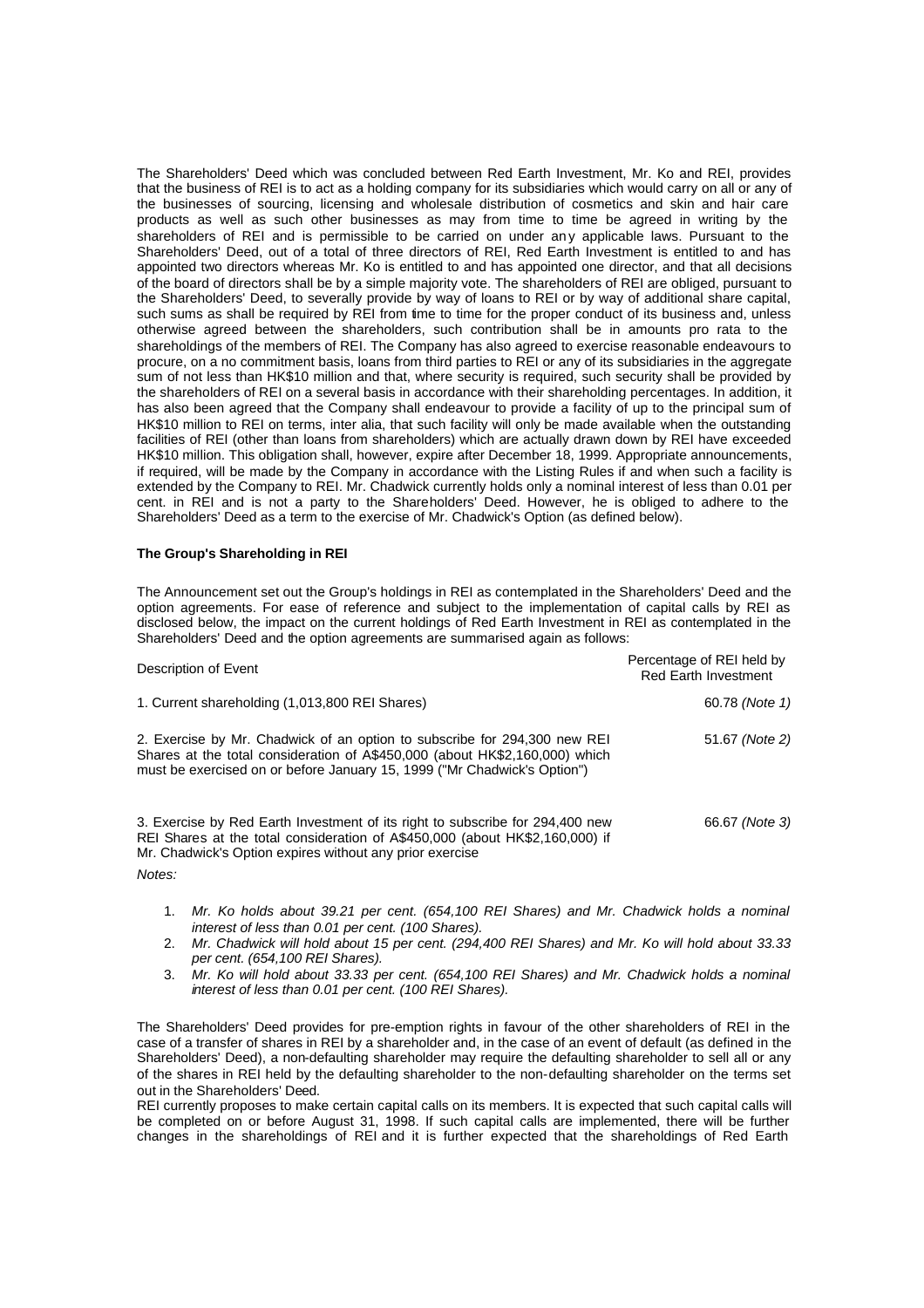The Shareholders' Deed which was concluded between Red Earth Investment, Mr. Ko and REI, provides that the business of REI is to act as a holding company for its subsidiaries which would carry on all or any of the businesses of sourcing, licensing and wholesale distribution of cosmetics and skin and hair care products as well as such other businesses as may from time to time be agreed in writing by the shareholders of REI and is permissible to be carried on under any applicable laws. Pursuant to the Shareholders' Deed, out of a total of three directors of REI, Red Earth Investment is entitled to and has appointed two directors whereas Mr. Ko is entitled to and has appointed one director, and that all decisions of the board of directors shall be by a simple majority vote. The shareholders of REI are obliged, pursuant to the Shareholders' Deed, to severally provide by way of loans to REI or by way of additional share capital, such sums as shall be required by REI from time to time for the proper conduct of its business and, unless otherwise agreed between the shareholders, such contribution shall be in amounts pro rata to the shareholdings of the members of REI. The Company has also agreed to exercise reasonable endeavours to procure, on a no commitment basis, loans from third parties to REI or any of its subsidiaries in the aggregate sum of not less than HK$10 million and that, where security is required, such security shall be provided by the shareholders of REI on a several basis in accordance with their shareholding percentages. In addition, it has also been agreed that the Company shall endeavour to provide a facility of up to the principal sum of HK$10 million to REI on terms, inter alia, that such facility will only be made available when the outstanding facilities of REI (other than loans from shareholders) which are actually drawn down by REI have exceeded HK$10 million. This obligation shall, however, expire after December 18, 1999. Appropriate announcements, if required, will be made by the Company in accordance with the Listing Rules if and when such a facility is extended by the Company to REI. Mr. Chadwick currently holds only a nominal interest of less than 0.01 per cent. in REI and is not a party to the Shareholders' Deed. However, he is obliged to adhere to the Shareholders' Deed as a term to the exercise of Mr. Chadwick's Option (as defined below).

**The Group's Shareholding in REI**

The Announcement set out the Group's holdings in REI as contemplated in the Shareholders' Deed and the option agreements. For ease of reference and subject to the implementation of capital calls by REI as disclosed below, the impact on the current holdings of Red Earth Investment in REI as contemplated in the Shareholders' Deed and the option agreements are summarised again as follows:

| Description of Event | Percentage of REI held by Red Earth Investment |
|---|---|
| 1. Current shareholding (1,013,800 REI Shares) | 60.78 *(Note 1)* |
| 2. Exercise by Mr. Chadwick of an option to subscribe for 294,300 new REI Shares at the total consideration of A$450,000 (about HK$2,160,000) which must be exercised on or before January 15, 1999 ("Mr Chadwick's Option") | 51.67 *(Note 2)* |
| 3. Exercise by Red Earth Investment of its right to subscribe for 294,400 new REI Shares at the total consideration of A$450,000 (about HK$2,160,000) if Mr. Chadwick's Option expires without any prior exercise | 66.67 *(Note 3)* |

*Notes:*

1. *Mr. Ko holds about 39.21 per cent. (654,100 REI Shares) and Mr. Chadwick holds a nominal interest of less than 0.01 per cent. (100 Shares).*
2. *Mr. Chadwick will hold about 15 per cent. (294,400 REI Shares) and Mr. Ko will hold about 33.33 per cent. (654,100 REI Shares).*
3. *Mr. Ko will hold about 33.33 per cent. (654,100 REI Shares) and Mr. Chadwick holds a nominal interest of less than 0.01 per cent. (100 REI Shares).*

The Shareholders' Deed provides for pre-emption rights in favour of the other shareholders of REI in the case of a transfer of shares in REI by a shareholder and, in the case of an event of default (as defined in the Shareholders' Deed), a non-defaulting shareholder may require the defaulting shareholder to sell all or any of the shares in REI held by the defaulting shareholder to the non-defaulting shareholder on the terms set out in the Shareholders' Deed.

REI currently proposes to make certain capital calls on its members. It is expected that such capital calls will be completed on or before August 31, 1998. If such capital calls are implemented, there will be further changes in the shareholdings of REI and it is further expected that the shareholdings of Red Earth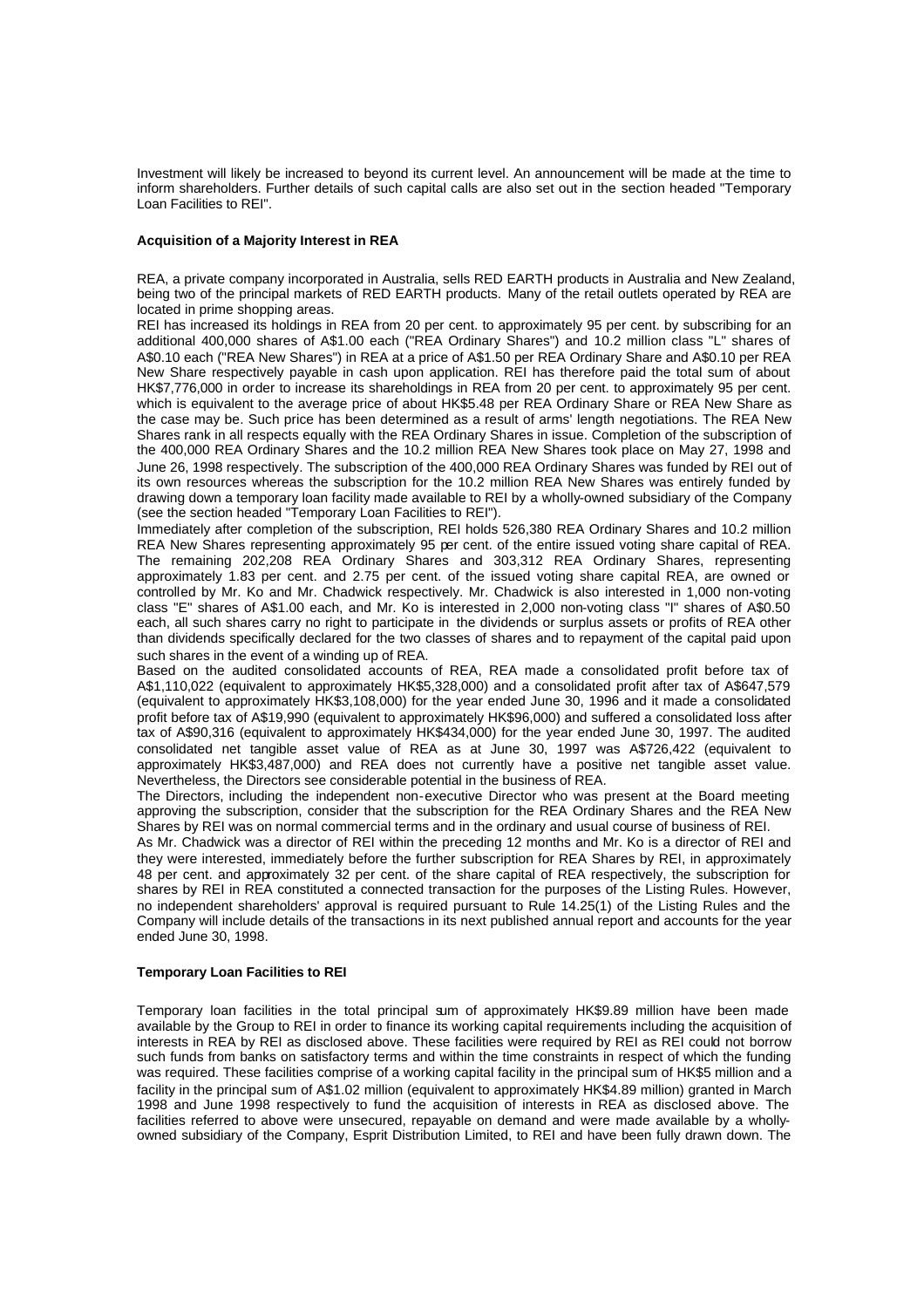Investment will likely be increased to beyond its current level. An announcement will be made at the time to inform shareholders. Further details of such capital calls are also set out in the section headed "Temporary Loan Facilities to REI".

**Acquisition of a Majority Interest in REA**

REA, a private company incorporated in Australia, sells RED EARTH products in Australia and New Zealand, being two of the principal markets of RED EARTH products. Many of the retail outlets operated by REA are located in prime shopping areas.

REI has increased its holdings in REA from 20 per cent. to approximately 95 per cent. by subscribing for an additional 400,000 shares of A$1.00 each ("REA Ordinary Shares") and 10.2 million class "L" shares of A$0.10 each ("REA New Shares") in REA at a price of A$1.50 per REA Ordinary Share and A$0.10 per REA New Share respectively payable in cash upon application. REI has therefore paid the total sum of about HK$7,776,000 in order to increase its shareholdings in REA from 20 per cent. to approximately 95 per cent. which is equivalent to the average price of about HK$5.48 per REA Ordinary Share or REA New Share as the case may be. Such price has been determined as a result of arms' length negotiations. The REA New Shares rank in all respects equally with the REA Ordinary Shares in issue. Completion of the subscription of the 400,000 REA Ordinary Shares and the 10.2 million REA New Shares took place on May 27, 1998 and June 26, 1998 respectively. The subscription of the 400,000 REA Ordinary Shares was funded by REI out of its own resources whereas the subscription for the 10.2 million REA New Shares was entirely funded by drawing down a temporary loan facility made available to REI by a wholly-owned subsidiary of the Company (see the section headed "Temporary Loan Facilities to REI").

Immediately after completion of the subscription, REI holds 526,380 REA Ordinary Shares and 10.2 million REA New Shares representing approximately 95 per cent. of the entire issued voting share capital of REA. The remaining 202,208 REA Ordinary Shares and 303,312 REA Ordinary Shares, representing approximately 1.83 per cent. and 2.75 per cent. of the issued voting share capital REA, are owned or controlled by Mr. Ko and Mr. Chadwick respectively. Mr. Chadwick is also interested in 1,000 non-voting class "E" shares of A$1.00 each, and Mr. Ko is interested in 2,000 non-voting class "I" shares of A$0.50 each, all such shares carry no right to participate in the dividends or surplus assets or profits of REA other than dividends specifically declared for the two classes of shares and to repayment of the capital paid upon such shares in the event of a winding up of REA.

Based on the audited consolidated accounts of REA, REA made a consolidated profit before tax of A$1,110,022 (equivalent to approximately HK$5,328,000) and a consolidated profit after tax of A$647,579 (equivalent to approximately HK$3,108,000) for the year ended June 30, 1996 and it made a consolidated profit before tax of A$19,990 (equivalent to approximately HK$96,000) and suffered a consolidated loss after tax of A$90,316 (equivalent to approximately HK$434,000) for the year ended June 30, 1997. The audited consolidated net tangible asset value of REA as at June 30, 1997 was A$726,422 (equivalent to approximately HK$3,487,000) and REA does not currently have a positive net tangible asset value. Nevertheless, the Directors see considerable potential in the business of REA.

The Directors, including the independent non-executive Director who was present at the Board meeting approving the subscription, consider that the subscription for the REA Ordinary Shares and the REA New Shares by REI was on normal commercial terms and in the ordinary and usual course of business of REI.

As Mr. Chadwick was a director of REI within the preceding 12 months and Mr. Ko is a director of REI and they were interested, immediately before the further subscription for REA Shares by REI, in approximately 48 per cent. and approximately 32 per cent. of the share capital of REA respectively, the subscription for shares by REI in REA constituted a connected transaction for the purposes of the Listing Rules. However, no independent shareholders' approval is required pursuant to Rule 14.25(1) of the Listing Rules and the Company will include details of the transactions in its next published annual report and accounts for the year ended June 30, 1998.

**Temporary Loan Facilities to REI**

Temporary loan facilities in the total principal sum of approximately HK$9.89 million have been made available by the Group to REI in order to finance its working capital requirements including the acquisition of interests in REA by REI as disclosed above. These facilities were required by REI as REI could not borrow such funds from banks on satisfactory terms and within the time constraints in respect of which the funding was required. These facilities comprise of a working capital facility in the principal sum of HK$5 million and a facility in the principal sum of A$1.02 million (equivalent to approximately HK$4.89 million) granted in March 1998 and June 1998 respectively to fund the acquisition of interests in REA as disclosed above. The facilities referred to above were unsecured, repayable on demand and were made available by a wholly-owned subsidiary of the Company, Esprit Distribution Limited, to REI and have been fully drawn down. The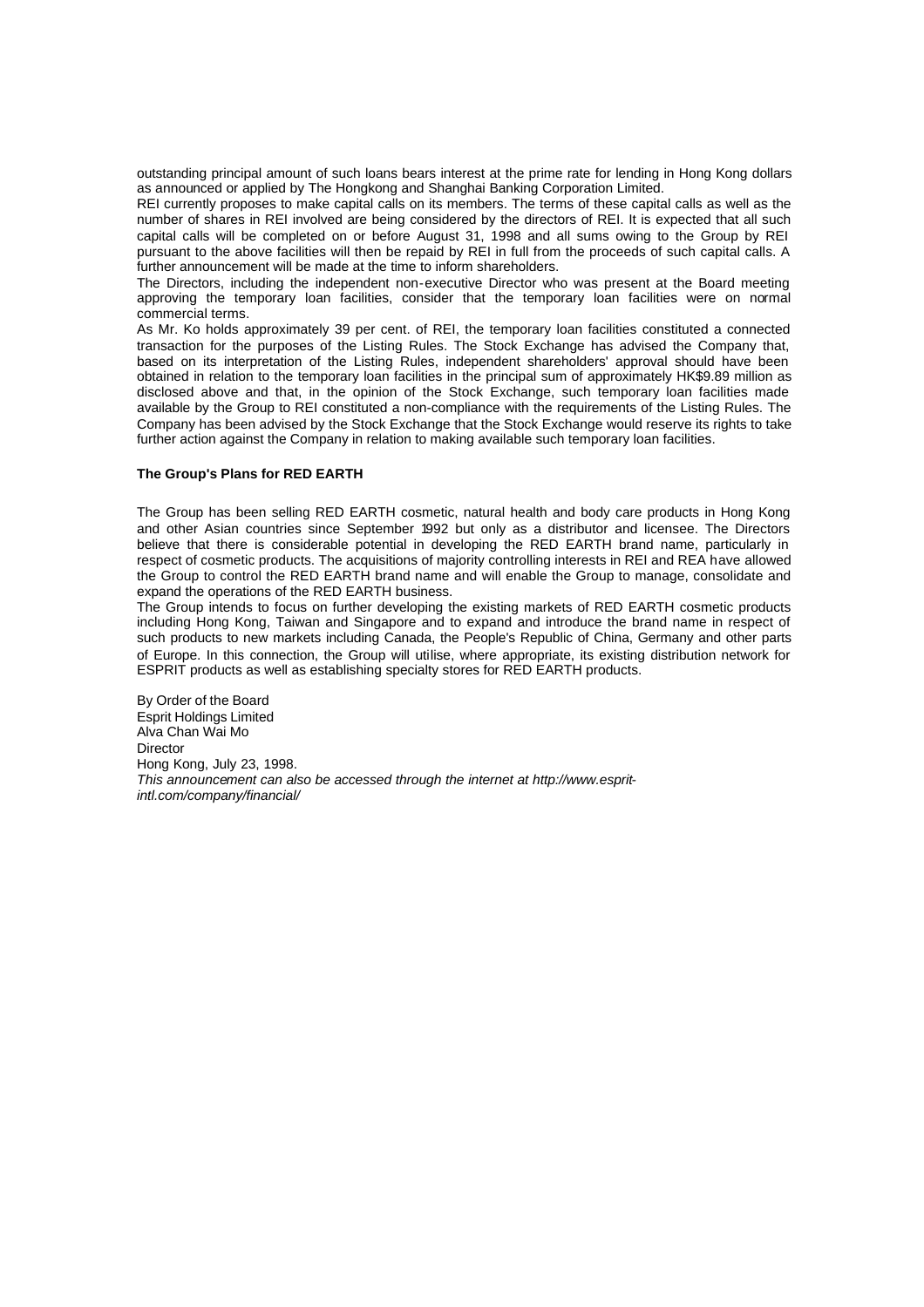outstanding principal amount of such loans bears interest at the prime rate for lending in Hong Kong dollars as announced or applied by The Hongkong and Shanghai Banking Corporation Limited.

REI currently proposes to make capital calls on its members. The terms of these capital calls as well as the number of shares in REI involved are being considered by the directors of REI. It is expected that all such capital calls will be completed on or before August 31, 1998 and all sums owing to the Group by REI pursuant to the above facilities will then be repaid by REI in full from the proceeds of such capital calls. A further announcement will be made at the time to inform shareholders.

The Directors, including the independent non-executive Director who was present at the Board meeting approving the temporary loan facilities, consider that the temporary loan facilities were on normal commercial terms.

As Mr. Ko holds approximately 39 per cent. of REI, the temporary loan facilities constituted a connected transaction for the purposes of the Listing Rules. The Stock Exchange has advised the Company that, based on its interpretation of the Listing Rules, independent shareholders' approval should have been obtained in relation to the temporary loan facilities in the principal sum of approximately HK$9.89 million as disclosed above and that, in the opinion of the Stock Exchange, such temporary loan facilities made available by the Group to REI constituted a non-compliance with the requirements of the Listing Rules. The Company has been advised by the Stock Exchange that the Stock Exchange would reserve its rights to take further action against the Company in relation to making available such temporary loan facilities.

**The Group's Plans for RED EARTH**

The Group has been selling RED EARTH cosmetic, natural health and body care products in Hong Kong and other Asian countries since September 1992 but only as a distributor and licensee. The Directors believe that there is considerable potential in developing the RED EARTH brand name, particularly in respect of cosmetic products. The acquisitions of majority controlling interests in REI and REA have allowed the Group to control the RED EARTH brand name and will enable the Group to manage, consolidate and expand the operations of the RED EARTH business.

The Group intends to focus on further developing the existing markets of RED EARTH cosmetic products including Hong Kong, Taiwan and Singapore and to expand and introduce the brand name in respect of such products to new markets including Canada, the People's Republic of China, Germany and other parts of Europe. In this connection, the Group will utilise, where appropriate, its existing distribution network for ESPRIT products as well as establishing specialty stores for RED EARTH products.

By Order of the Board  
Esprit Holdings Limited  
Alva Chan Wai Mo  
Director  
Hong Kong, July 23, 1998.  
*This announcement can also be accessed through the internet at http://www.esprit-intl.com/company/financial/*